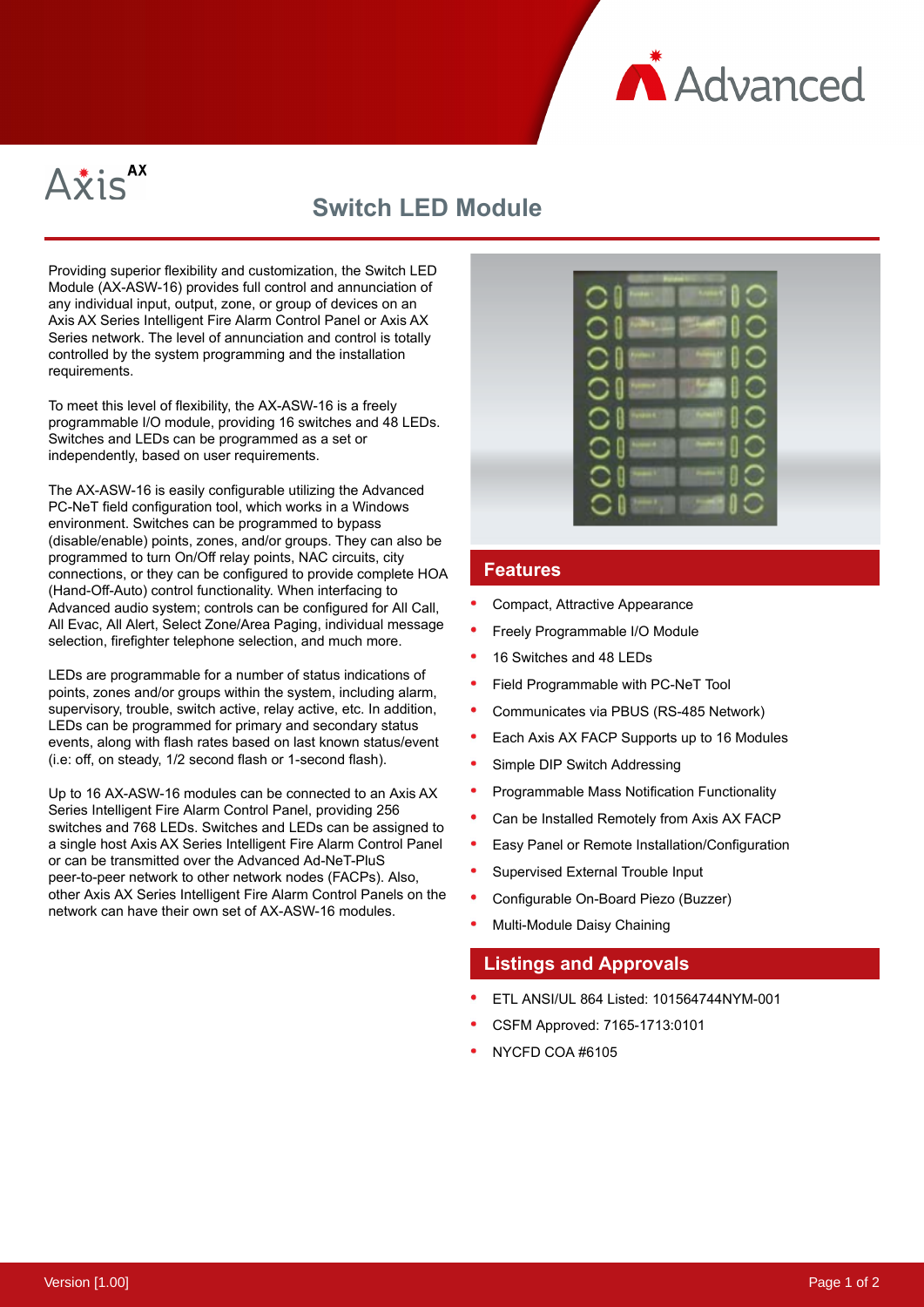Axis AX

# Switch LED Module

Providing superior flexibility and customization, the Switch LED Module (AX-ASW-16) provides full control and annunciation of any individual input, output, zone, or group of devices on an Axis AX Series Intelligent Fire Alarm Control Panel or Axis AX Series network. The level of annunciation and control is totally controlled by the system programming and the installation requirements.

To meet this level of flexibility, the AX-ASW-16 is a freely programmable I/O module, providing 16 switches and 48 LEDs. Switches and LEDs can be programmed as a set or independently, based on user requirements.

The AX-ASW-16 is easily configurable utilizing the Advanced PC-NeT field configuration tool, which works in a Windows environment. Switches can be programmed to bypass (disable/enable) points, zones, and/or groups. They can also be programmed to turn On/Off relay points, NAC circuits, city connections, or they can be configured to provide complete HOA (Hand-Off-Auto) control functionality. When interfacing to Advanced audio system; controls can be configured for All Call, All Evac, All Alert, Select Zone/Area Paging, individual message selection, firefighter telephone selection, and much more.

LEDs are programmable for a number of status indications of points, zones and/or groups within the system, including alarm, supervisory, trouble, switch active, relay active, etc. In addition, LEDs can be programmed for primary and secondary status events, along with flash rates based on last known status/event (i.e: off, on steady, 1/2 second flash or 1-second flash).

Up to 16 AX-ASW-16 modules can be connected to an Axis AX Series Intelligent Fire Alarm Control Panel, providing 256 switches and 768 LEDs. Switches and LEDs can be assigned to a single host Axis AX Series Intelligent Fire Alarm Control Panel or can be transmitted over the Advanced Ad-NeT-PluS peer-to-peer network to other network nodes (FACPs). Also, other Axis AX Series Intelligent Fire Alarm Control Panels on the network can have their own set of AX-ASW-16 modules.

## Features

- Compact, Attractive Appearance
- Freely Programmable I/O Module
- 16 Switches and 48 LEDs
- Field Programmable with PC-NeT Tool
- Communicates via PBUS (RS-485 Network)
- Each Axis AX FACP Supports up to 16 Modules
- Simple DIP Switch Addressing
- Programmable Mass Notification Functionality
- Can be Installed Remotely from Axis AX FACP
- Easy Panel or Remote Installation/Configuration
- Supervised External Trouble Input
- Configurable On-Board Piezo (Buzzer)
- Multi-Module Daisy Chaining

## Listings and Approvals

- ETL ANSI/UL 864 Listed: 101564744NYM-001
- CSFM Approved: 7165-1713:0101
- NYCFD COA #6105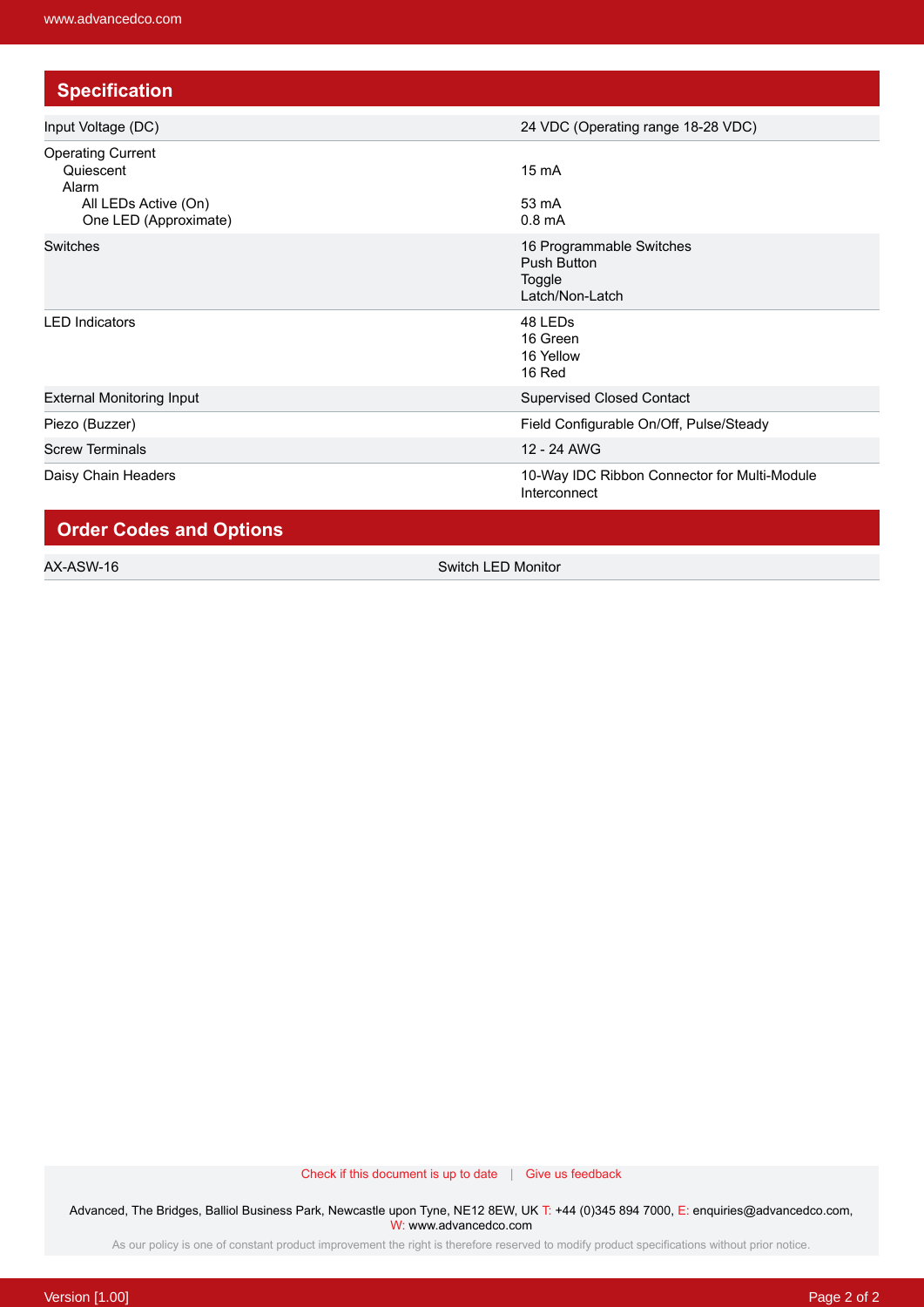## Specification

| | |
|---|---|
| Input Voltage (DC) | 24 VDC (Operating range 18-28 VDC) |
| Operating Current<br>Quiescent<br>Alarm<br>All LEDs Active (On)<br>One LED (Approximate) | <br>15 mA<br><br>53 mA<br>0.8 mA |
| Switches | 16 Programmable Switches<br>Push Button<br>Toggle<br>Latch/Non-Latch |
| LED Indicators | 48 LEDs<br>16 Green<br>16 Yellow<br>16 Red |
| External Monitoring Input | Supervised Closed Contact |
| Piezo (Buzzer) | Field Configurable On/Off, Pulse/Steady |
| Screw Terminals | 12 - 24 AWG |
| Daisy Chain Headers | 10-Way IDC Ribbon Connector for Multi-Module Interconnect |

## Order Codes and Options

| | |
|---|---|
| AX-ASW-16 | Switch LED Monitor |

Check if this document is up to date | Give us feedback

Advanced, The Bridges, Balliol Business Park, Newcastle upon Tyne, NE12 8EW, UK T: +44 (0)345 894 7000, E: enquiries@advancedco.com, W: www.advancedco.com

As our policy is one of constant product improvement the right is therefore reserved to modify product specifications without prior notice.

Version [1.00]